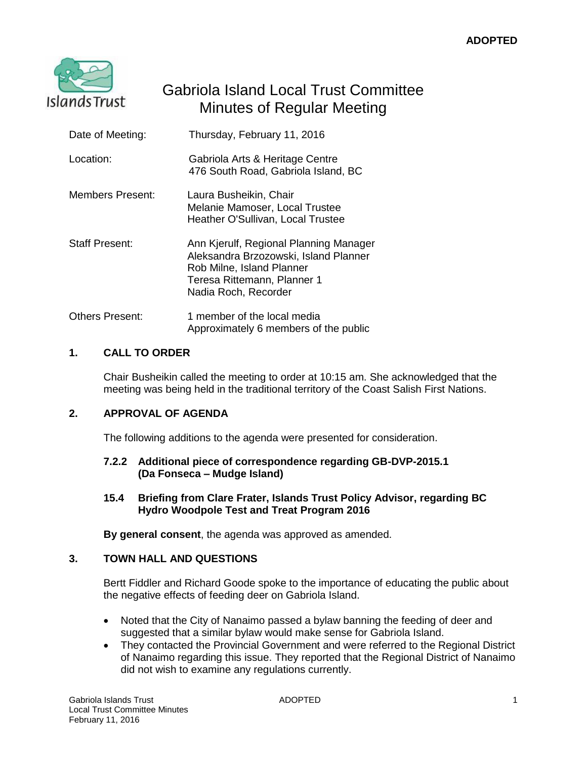**ADOPTED**

# Gabriola Island Local Trust Committee
## Minutes of Regular Meeting

| | |
|---|---|
| Date of Meeting: | Thursday, February 11, 2016 |
| Location: | Gabriola Arts & Heritage Centre<br>476 South Road, Gabriola Island, BC |
| Members Present: | Laura Busheikin, Chair<br>Melanie Mamoser, Local Trustee<br>Heather O'Sullivan, Local Trustee |
| Staff Present: | Ann Kjerulf, Regional Planning Manager<br>Aleksandra Brzozowski, Island Planner<br>Rob Milne, Island Planner<br>Teresa Rittemann, Planner 1<br>Nadia Roch, Recorder |
| Others Present: | 1 member of the local media<br>Approximately 6 members of the public |

### 1. CALL TO ORDER

Chair Busheikin called the meeting to order at 10:15 am. She acknowledged that the meeting was being held in the traditional territory of the Coast Salish First Nations.

### 2. APPROVAL OF AGENDA

The following additions to the agenda were presented for consideration.

**7.2.2 Additional piece of correspondence regarding GB-DVP-2015.1 (Da Fonseca – Mudge Island)**

**15.4 Briefing from Clare Frater, Islands Trust Policy Advisor, regarding BC Hydro Woodpole Test and Treat Program 2016**

**By general consent**, the agenda was approved as amended.

### 3. TOWN HALL AND QUESTIONS

Bertt Fiddler and Richard Goode spoke to the importance of educating the public about the negative effects of feeding deer on Gabriola Island.

- Noted that the City of Nanaimo passed a bylaw banning the feeding of deer and suggested that a similar bylaw would make sense for Gabriola Island.
- They contacted the Provincial Government and were referred to the Regional District of Nanaimo regarding this issue. They reported that the Regional District of Nanaimo did not wish to examine any regulations currently.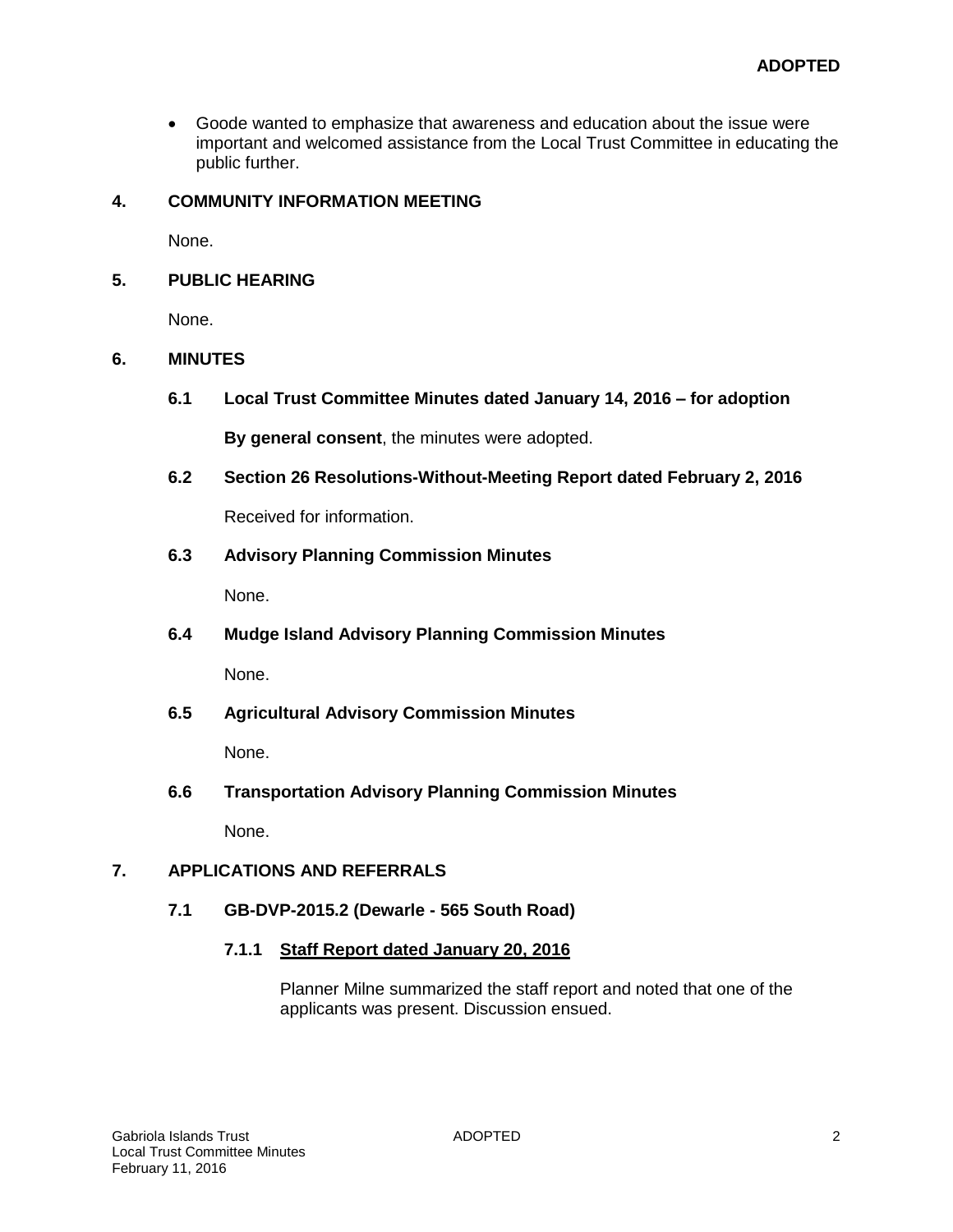- Goode wanted to emphasize that awareness and education about the issue were important and welcomed assistance from the Local Trust Committee in educating the public further.

## 4. COMMUNITY INFORMATION MEETING

None.

## 5. PUBLIC HEARING

None.

## 6. MINUTES

### 6.1 Local Trust Committee Minutes dated January 14, 2016 – for adoption

**By general consent**, the minutes were adopted.

### 6.2 Section 26 Resolutions-Without-Meeting Report dated February 2, 2016

Received for information.

### 6.3 Advisory Planning Commission Minutes

None.

### 6.4 Mudge Island Advisory Planning Commission Minutes

None.

### 6.5 Agricultural Advisory Commission Minutes

None.

### 6.6 Transportation Advisory Planning Commission Minutes

None.

## 7. APPLICATIONS AND REFERRALS

### 7.1 GB-DVP-2015.2 (Dewarle - 565 South Road)

#### 7.1.1 Staff Report dated January 20, 2016

Planner Milne summarized the staff report and noted that one of the applicants was present. Discussion ensued.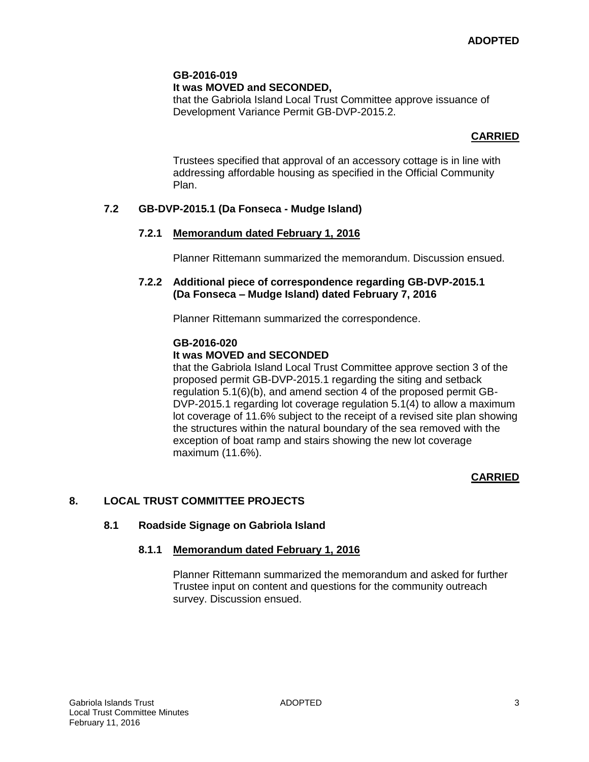**ADOPTED**

**GB-2016-019**
**It was MOVED and SECONDED,**
that the Gabriola Island Local Trust Committee approve issuance of Development Variance Permit GB-DVP-2015.2.

**CARRIED**

Trustees specified that approval of an accessory cottage is in line with addressing affordable housing as specified in the Official Community Plan.

### 7.2 GB-DVP-2015.1 (Da Fonseca - Mudge Island)

#### 7.2.1 Memorandum dated February 1, 2016

Planner Rittemann summarized the memorandum. Discussion ensued.

#### 7.2.2 Additional piece of correspondence regarding GB-DVP-2015.1 (Da Fonseca – Mudge Island) dated February 7, 2016

Planner Rittemann summarized the correspondence.

**GB-2016-020**
**It was MOVED and SECONDED**
that the Gabriola Island Local Trust Committee approve section 3 of the proposed permit GB-DVP-2015.1 regarding the siting and setback regulation 5.1(6)(b), and amend section 4 of the proposed permit GB-DVP-2015.1 regarding lot coverage regulation 5.1(4) to allow a maximum lot coverage of 11.6% subject to the receipt of a revised site plan showing the structures within the natural boundary of the sea removed with the exception of boat ramp and stairs showing the new lot coverage maximum (11.6%).

**CARRIED**

## 8. LOCAL TRUST COMMITTEE PROJECTS

### 8.1 Roadside Signage on Gabriola Island

#### 8.1.1 Memorandum dated February 1, 2016

Planner Rittemann summarized the memorandum and asked for further Trustee input on content and questions for the community outreach survey. Discussion ensued.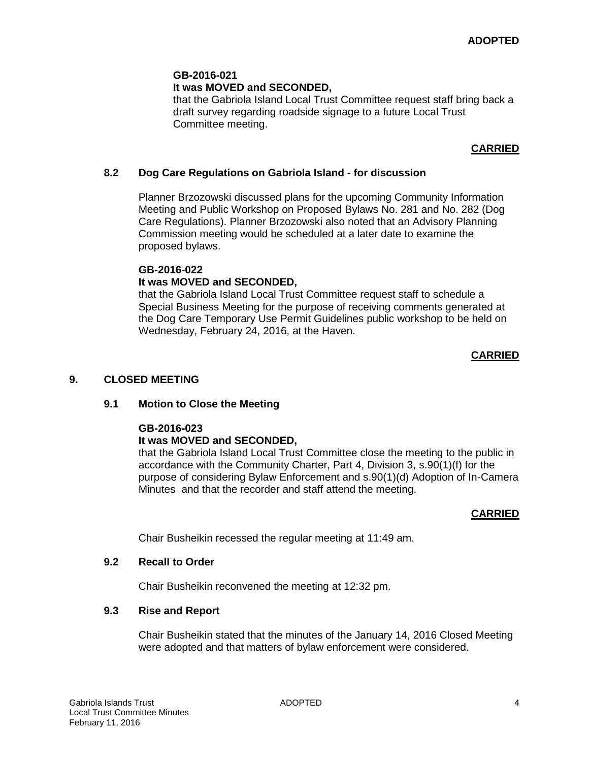**ADOPTED**

**GB-2016-021**
**It was MOVED and SECONDED,**
that the Gabriola Island Local Trust Committee request staff bring back a draft survey regarding roadside signage to a future Local Trust Committee meeting.

**CARRIED**

### 8.2 Dog Care Regulations on Gabriola Island - for discussion

Planner Brzozowski discussed plans for the upcoming Community Information Meeting and Public Workshop on Proposed Bylaws No. 281 and No. 282 (Dog Care Regulations). Planner Brzozowski also noted that an Advisory Planning Commission meeting would be scheduled at a later date to examine the proposed bylaws.

**GB-2016-022**
**It was MOVED and SECONDED,**
that the Gabriola Island Local Trust Committee request staff to schedule a Special Business Meeting for the purpose of receiving comments generated at the Dog Care Temporary Use Permit Guidelines public workshop to be held on Wednesday, February 24, 2016, at the Haven.

**CARRIED**

## 9. CLOSED MEETING

### 9.1 Motion to Close the Meeting

**GB-2016-023**
**It was MOVED and SECONDED,**
that the Gabriola Island Local Trust Committee close the meeting to the public in accordance with the Community Charter, Part 4, Division 3, s.90(1)(f) for the purpose of considering Bylaw Enforcement and s.90(1)(d) Adoption of In-Camera Minutes and that the recorder and staff attend the meeting.

**CARRIED**

Chair Busheikin recessed the regular meeting at 11:49 am.

### 9.2 Recall to Order

Chair Busheikin reconvened the meeting at 12:32 pm.

### 9.3 Rise and Report

Chair Busheikin stated that the minutes of the January 14, 2016 Closed Meeting were adopted and that matters of bylaw enforcement were considered.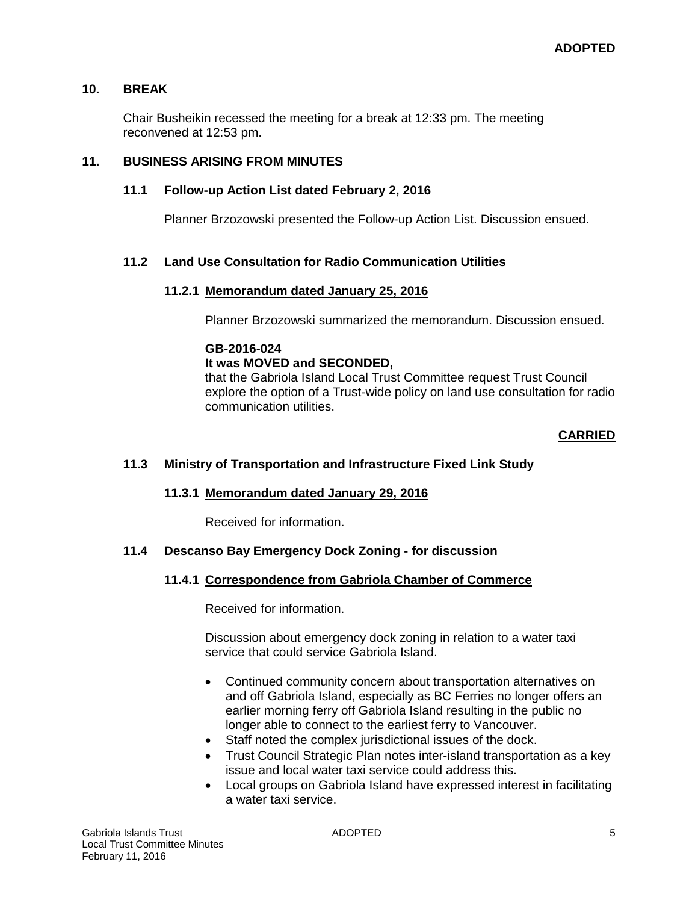## 10. BREAK

Chair Busheikin recessed the meeting for a break at 12:33 pm. The meeting reconvened at 12:53 pm.

## 11. BUSINESS ARISING FROM MINUTES

### 11.1 Follow-up Action List dated February 2, 2016

Planner Brzozowski presented the Follow-up Action List. Discussion ensued.

### 11.2 Land Use Consultation for Radio Communication Utilities

#### 11.2.1 Memorandum dated January 25, 2016

Planner Brzozowski summarized the memorandum. Discussion ensued.

**GB-2016-024**
**It was MOVED and SECONDED,**
that the Gabriola Island Local Trust Committee request Trust Council explore the option of a Trust-wide policy on land use consultation for radio communication utilities.

**CARRIED**

### 11.3 Ministry of Transportation and Infrastructure Fixed Link Study

#### 11.3.1 Memorandum dated January 29, 2016

Received for information.

### 11.4 Descanso Bay Emergency Dock Zoning - for discussion

#### 11.4.1 Correspondence from Gabriola Chamber of Commerce

Received for information.

Discussion about emergency dock zoning in relation to a water taxi service that could service Gabriola Island.

- Continued community concern about transportation alternatives on and off Gabriola Island, especially as BC Ferries no longer offers an earlier morning ferry off Gabriola Island resulting in the public no longer able to connect to the earliest ferry to Vancouver.
- Staff noted the complex jurisdictional issues of the dock.
- Trust Council Strategic Plan notes inter-island transportation as a key issue and local water taxi service could address this.
- Local groups on Gabriola Island have expressed interest in facilitating a water taxi service.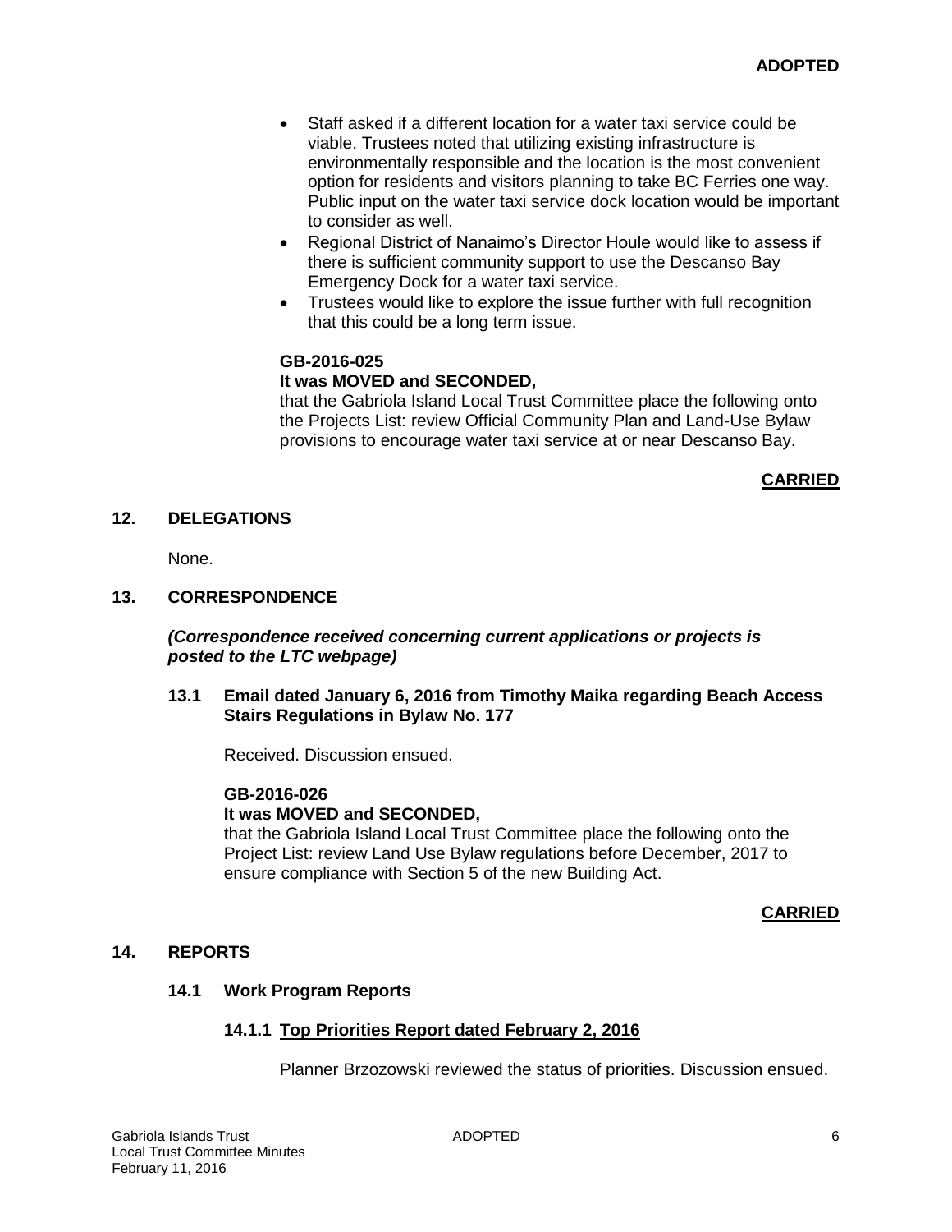- Staff asked if a different location for a water taxi service could be viable. Trustees noted that utilizing existing infrastructure is environmentally responsible and the location is the most convenient option for residents and visitors planning to take BC Ferries one way. Public input on the water taxi service dock location would be important to consider as well.
- Regional District of Nanaimo's Director Houle would like to assess if there is sufficient community support to use the Descanso Bay Emergency Dock for a water taxi service.
- Trustees would like to explore the issue further with full recognition that this could be a long term issue.

**GB-2016-025**
**It was MOVED and SECONDED,**
that the Gabriola Island Local Trust Committee place the following onto the Projects List: review Official Community Plan and Land-Use Bylaw provisions to encourage water taxi service at or near Descanso Bay.

**CARRIED**

## 12. DELEGATIONS

None.

## 13. CORRESPONDENCE

***(Correspondence received concerning current applications or projects is posted to the LTC webpage)***

### 13.1 Email dated January 6, 2016 from Timothy Maika regarding Beach Access Stairs Regulations in Bylaw No. 177

Received. Discussion ensued.

**GB-2016-026**
**It was MOVED and SECONDED,**
that the Gabriola Island Local Trust Committee place the following onto the Project List: review Land Use Bylaw regulations before December, 2017 to ensure compliance with Section 5 of the new Building Act.

**CARRIED**

## 14. REPORTS

### 14.1 Work Program Reports

#### 14.1.1 Top Priorities Report dated February 2, 2016

Planner Brzozowski reviewed the status of priorities. Discussion ensued.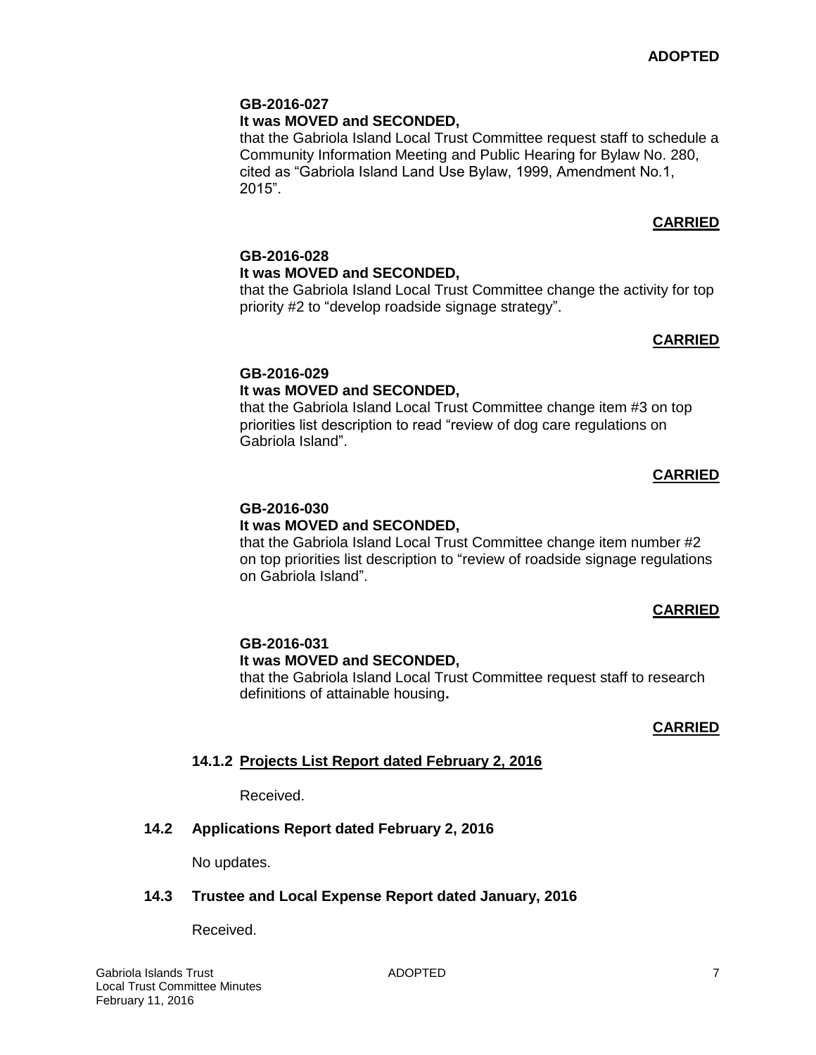**ADOPTED**

**GB-2016-027**
**It was MOVED and SECONDED,**
that the Gabriola Island Local Trust Committee request staff to schedule a Community Information Meeting and Public Hearing for Bylaw No. 280, cited as "Gabriola Island Land Use Bylaw, 1999, Amendment No.1, 2015".

**CARRIED**

**GB-2016-028**
**It was MOVED and SECONDED,**
that the Gabriola Island Local Trust Committee change the activity for top priority #2 to "develop roadside signage strategy".

**CARRIED**

**GB-2016-029**
**It was MOVED and SECONDED,**
that the Gabriola Island Local Trust Committee change item #3 on top priorities list description to read "review of dog care regulations on Gabriola Island".

**CARRIED**

**GB-2016-030**
**It was MOVED and SECONDED,**
that the Gabriola Island Local Trust Committee change item number #2 on top priorities list description to "review of roadside signage regulations on Gabriola Island".

**CARRIED**

**GB-2016-031**
**It was MOVED and SECONDED,**
that the Gabriola Island Local Trust Committee request staff to research definitions of attainable housing**.**

**CARRIED**

**14.1.2 Projects List Report dated February 2, 2016**

Received.

**14.2 Applications Report dated February 2, 2016**

No updates.

**14.3 Trustee and Local Expense Report dated January, 2016**

Received.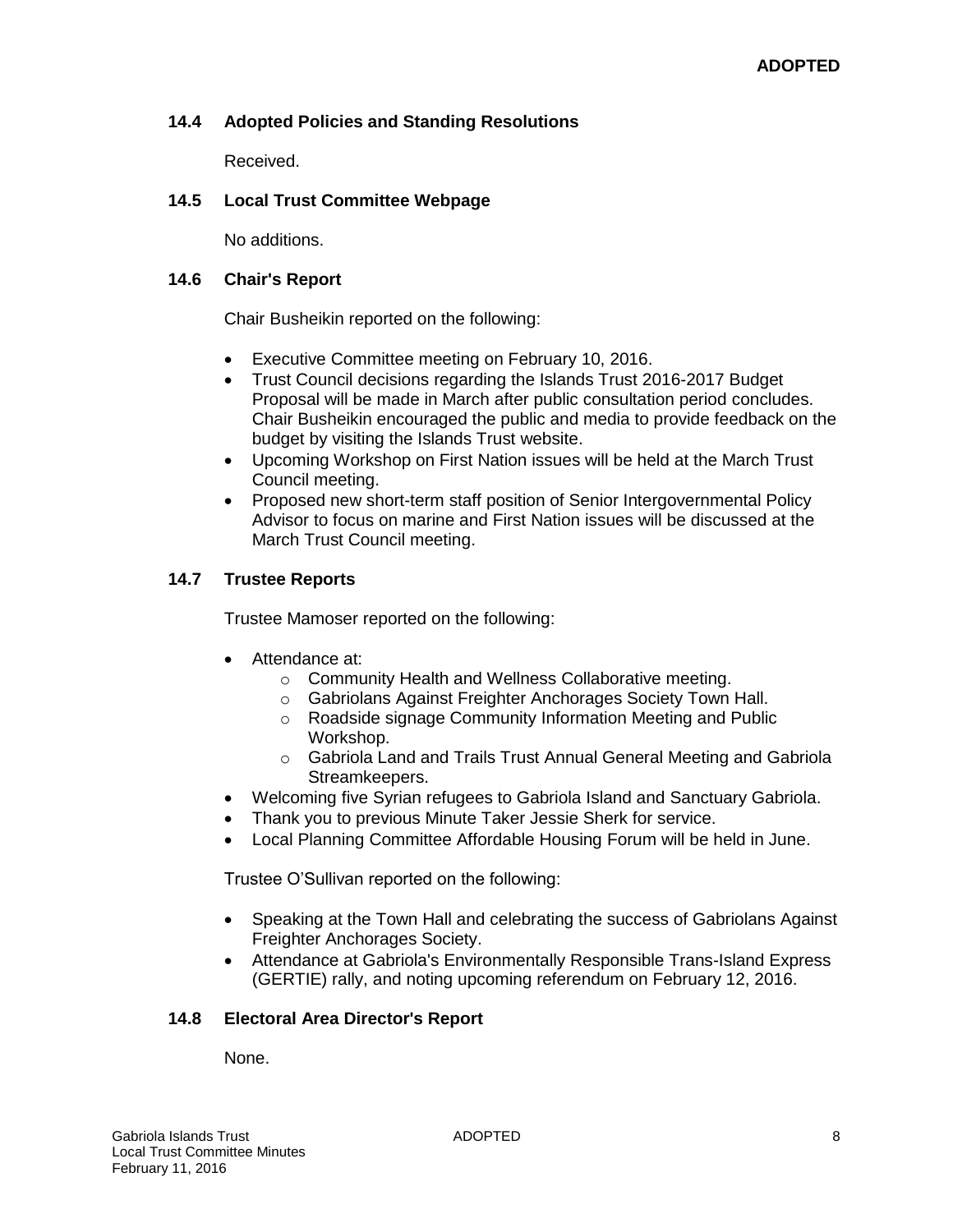**ADOPTED**

### 14.4 Adopted Policies and Standing Resolutions

Received.

### 14.5 Local Trust Committee Webpage

No additions.

### 14.6 Chair's Report

Chair Busheikin reported on the following:

- Executive Committee meeting on February 10, 2016.
- Trust Council decisions regarding the Islands Trust 2016-2017 Budget Proposal will be made in March after public consultation period concludes. Chair Busheikin encouraged the public and media to provide feedback on the budget by visiting the Islands Trust website.
- Upcoming Workshop on First Nation issues will be held at the March Trust Council meeting.
- Proposed new short-term staff position of Senior Intergovernmental Policy Advisor to focus on marine and First Nation issues will be discussed at the March Trust Council meeting.

### 14.7 Trustee Reports

Trustee Mamoser reported on the following:

- Attendance at:
  - Community Health and Wellness Collaborative meeting.
  - Gabriolans Against Freighter Anchorages Society Town Hall.
  - Roadside signage Community Information Meeting and Public Workshop.
  - Gabriola Land and Trails Trust Annual General Meeting and Gabriola Streamkeepers.
- Welcoming five Syrian refugees to Gabriola Island and Sanctuary Gabriola.
- Thank you to previous Minute Taker Jessie Sherk for service.
- Local Planning Committee Affordable Housing Forum will be held in June.

Trustee O'Sullivan reported on the following:

- Speaking at the Town Hall and celebrating the success of Gabriolans Against Freighter Anchorages Society.
- Attendance at Gabriola's Environmentally Responsible Trans-Island Express (GERTIE) rally, and noting upcoming referendum on February 12, 2016.

### 14.8 Electoral Area Director's Report

None.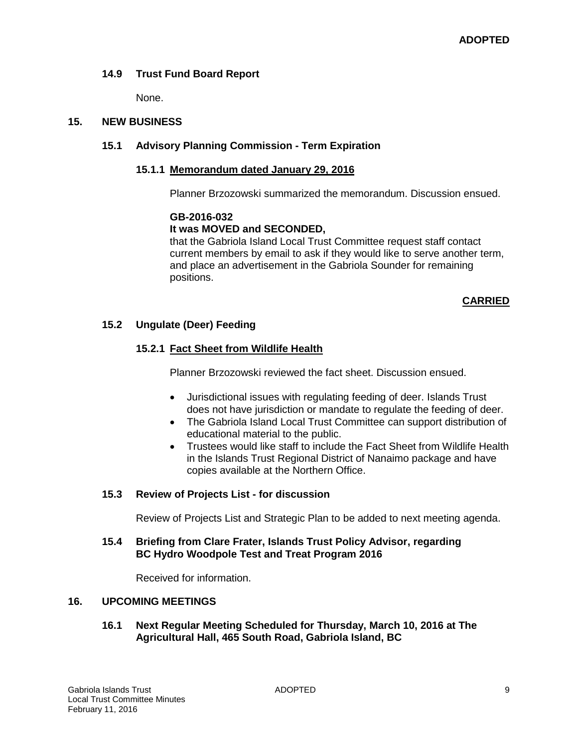**ADOPTED**

### 14.9 Trust Fund Board Report

None.

## 15. NEW BUSINESS

### 15.1 Advisory Planning Commission - Term Expiration

#### 15.1.1 Memorandum dated January 29, 2016

Planner Brzozowski summarized the memorandum. Discussion ensued.

**GB-2016-032**
**It was MOVED and SECONDED,**
that the Gabriola Island Local Trust Committee request staff contact current members by email to ask if they would like to serve another term, and place an advertisement in the Gabriola Sounder for remaining positions.

**CARRIED**

### 15.2 Ungulate (Deer) Feeding

#### 15.2.1 Fact Sheet from Wildlife Health

Planner Brzozowski reviewed the fact sheet. Discussion ensued.

- Jurisdictional issues with regulating feeding of deer. Islands Trust does not have jurisdiction or mandate to regulate the feeding of deer.
- The Gabriola Island Local Trust Committee can support distribution of educational material to the public.
- Trustees would like staff to include the Fact Sheet from Wildlife Health in the Islands Trust Regional District of Nanaimo package and have copies available at the Northern Office.

### 15.3 Review of Projects List - for discussion

Review of Projects List and Strategic Plan to be added to next meeting agenda.

### 15.4 Briefing from Clare Frater, Islands Trust Policy Advisor, regarding BC Hydro Woodpole Test and Treat Program 2016

Received for information.

## 16. UPCOMING MEETINGS

### 16.1 Next Regular Meeting Scheduled for Thursday, March 10, 2016 at The Agricultural Hall, 465 South Road, Gabriola Island, BC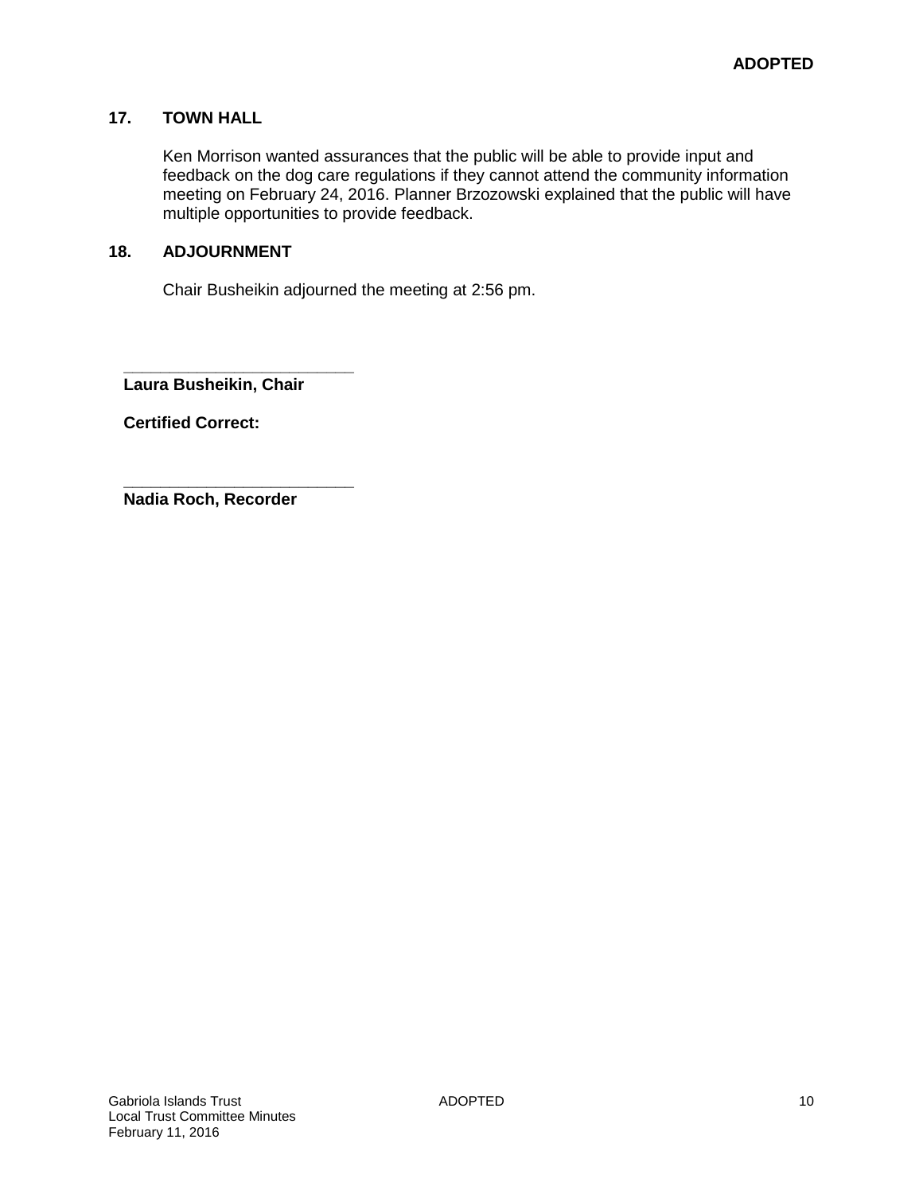## 17. TOWN HALL

Ken Morrison wanted assurances that the public will be able to provide input and feedback on the dog care regulations if they cannot attend the community information meeting on February 24, 2016. Planner Brzozowski explained that the public will have multiple opportunities to provide feedback.

## 18. ADJOURNMENT

Chair Busheikin adjourned the meeting at 2:56 pm.

\_\_\_\_\_\_\_\_\_\_\_\_\_\_\_\_\_\_\_\_\_\_\_\_\_\_
**Laura Busheikin, Chair**

**Certified Correct:**

\_\_\_\_\_\_\_\_\_\_\_\_\_\_\_\_\_\_\_\_\_\_\_\_\_\_
**Nadia Roch, Recorder**